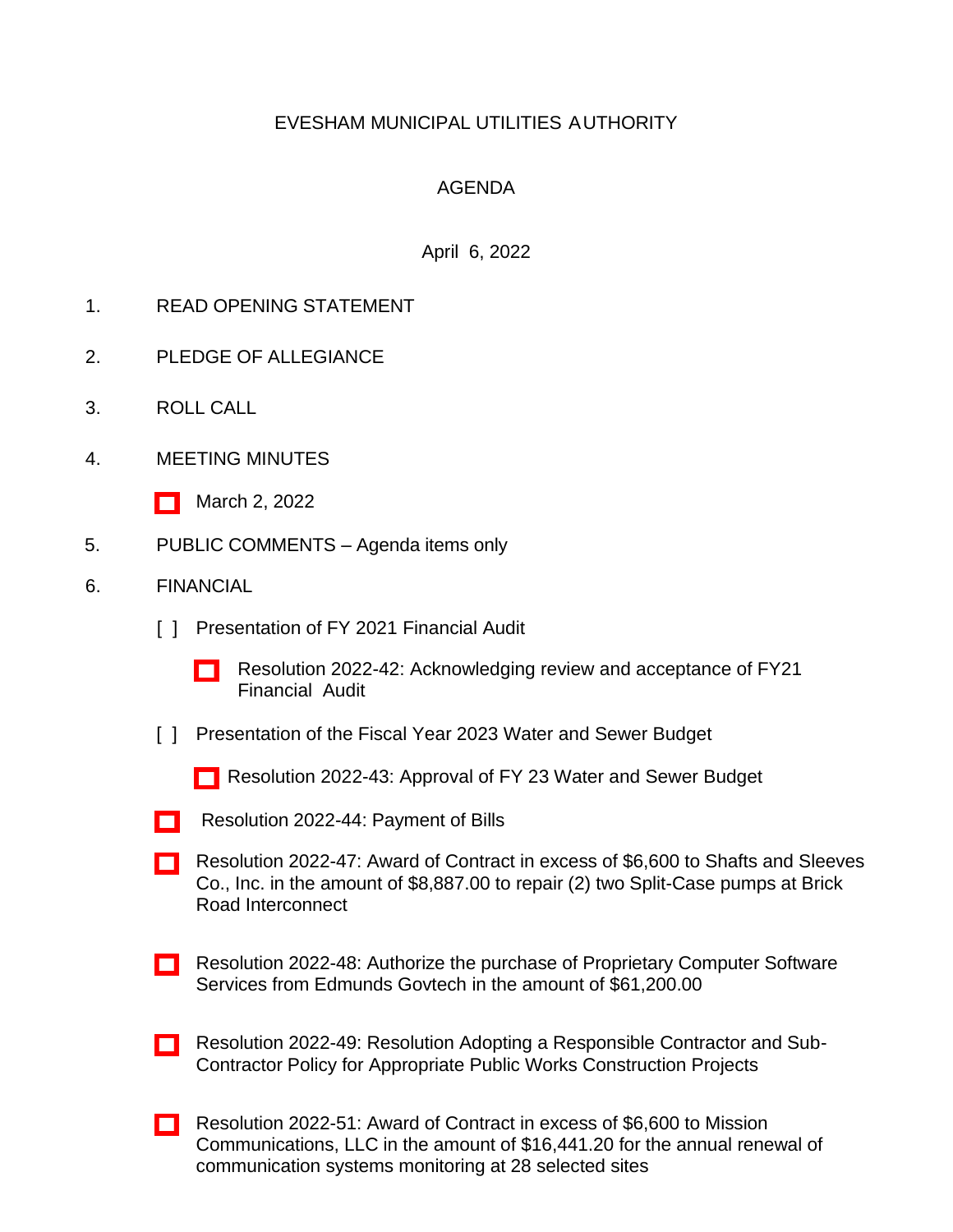# EVESHAM MUNICIPAL UTILITIES AUTHORITY

## AGENDA

April 6, 2022

1. READ OPENING STATEMENT

2. PLEDGE OF ALLEGIANCE

3. ROLL CALL

4. MEETING MINUTES

   - [ ] March 2, 2022

5. PUBLIC COMMENTS – Agenda items only

6. FINANCIAL

   [ ] Presentation of FY 2021 Financial Audit

   - [ ] Resolution 2022-42: Acknowledging review and acceptance of FY21 Financial Audit

   [ ] Presentation of the Fiscal Year 2023 Water and Sewer Budget

   - [ ] Resolution 2022-43: Approval of FY 23 Water and Sewer Budget

   - [ ] Resolution 2022-44: Payment of Bills

   - [ ] Resolution 2022-47: Award of Contract in excess of $6,600 to Shafts and Sleeves Co., Inc. in the amount of $8,887.00 to repair (2) two Split-Case pumps at Brick Road Interconnect

   - [ ] Resolution 2022-48: Authorize the purchase of Proprietary Computer Software Services from Edmunds Govtech in the amount of $61,200.00

   - [ ] Resolution 2022-49: Resolution Adopting a Responsible Contractor and Sub-Contractor Policy for Appropriate Public Works Construction Projects

   - [ ] Resolution 2022-51: Award of Contract in excess of $6,600 to Mission Communications, LLC in the amount of $16,441.20 for the annual renewal of communication systems monitoring at 28 selected sites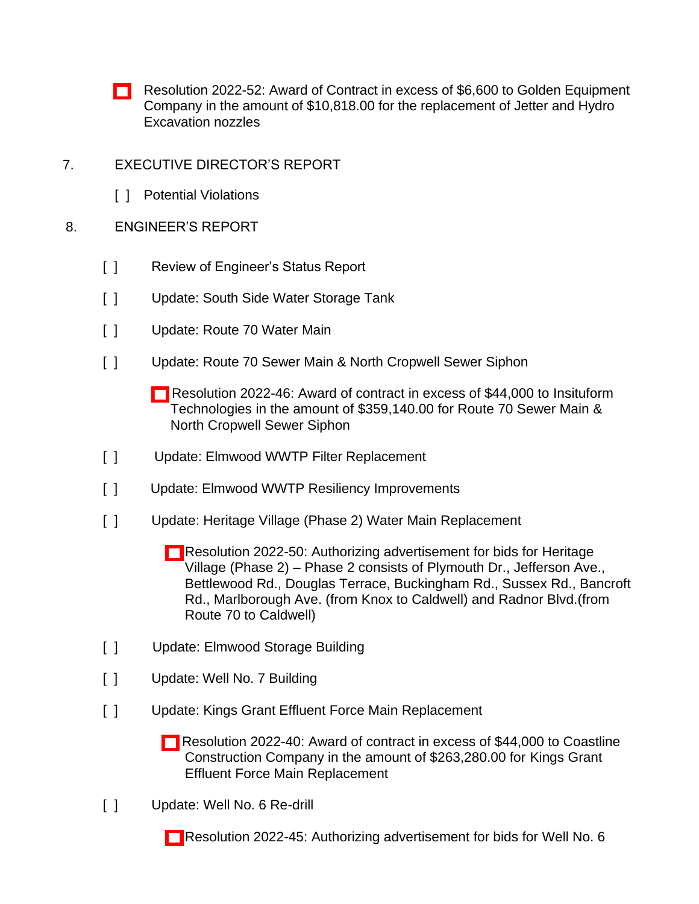- [ ] Resolution 2022-52: Award of Contract in excess of $6,600 to Golden Equipment Company in the amount of $10,818.00 for the replacement of Jetter and Hydro Excavation nozzles

7. EXECUTIVE DIRECTOR'S REPORT

   [ ] Potential Violations

8. ENGINEER'S REPORT

   [ ] Review of Engineer's Status Report

   [ ] Update: South Side Water Storage Tank

   [ ] Update: Route 70 Water Main

   [ ] Update: Route 70 Sewer Main & North Cropwell Sewer Siphon

   - [ ] Resolution 2022-46: Award of contract in excess of $44,000 to Insituform Technologies in the amount of $359,140.00 for Route 70 Sewer Main & North Cropwell Sewer Siphon

   [ ] Update: Elmwood WWTP Filter Replacement

   [ ] Update: Elmwood WWTP Resiliency Improvements

   [ ] Update: Heritage Village (Phase 2) Water Main Replacement

   - [ ] Resolution 2022-50: Authorizing advertisement for bids for Heritage Village (Phase 2) – Phase 2 consists of Plymouth Dr., Jefferson Ave., Bettlewood Rd., Douglas Terrace, Buckingham Rd., Sussex Rd., Bancroft Rd., Marlborough Ave. (from Knox to Caldwell) and Radnor Blvd.(from Route 70 to Caldwell)

   [ ] Update: Elmwood Storage Building

   [ ] Update: Well No. 7 Building

   [ ] Update: Kings Grant Effluent Force Main Replacement

   - [ ] Resolution 2022-40: Award of contract in excess of $44,000 to Coastline Construction Company in the amount of $263,280.00 for Kings Grant Effluent Force Main Replacement

   [ ] Update: Well No. 6 Re-drill

   - [ ] Resolution 2022-45: Authorizing advertisement for bids for Well No. 6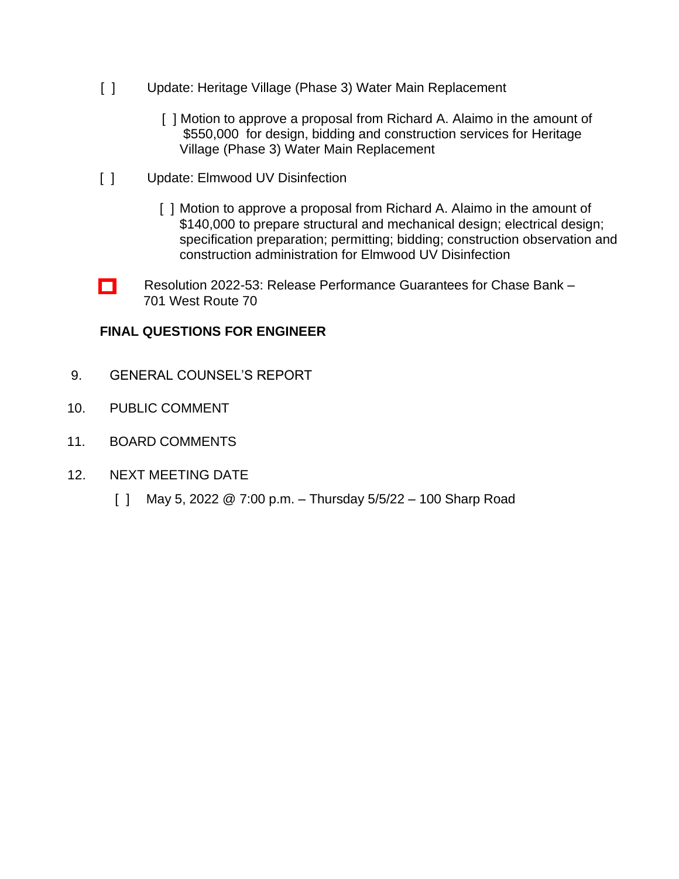[ ] Update: Heritage Village (Phase 3) Water Main Replacement

[ ] Motion to approve a proposal from Richard A. Alaimo in the amount of $550,000 for design, bidding and construction services for Heritage Village (Phase 3) Water Main Replacement

[ ] Update: Elmwood UV Disinfection

[ ] Motion to approve a proposal from Richard A. Alaimo in the amount of $140,000 to prepare structural and mechanical design; electrical design; specification preparation; permitting; bidding; construction observation and construction administration for Elmwood UV Disinfection

[ ] Resolution 2022-53: Release Performance Guarantees for Chase Bank – 701 West Route 70

**FINAL QUESTIONS FOR ENGINEER**

9. GENERAL COUNSEL'S REPORT

10. PUBLIC COMMENT

11. BOARD COMMENTS

12. NEXT MEETING DATE

[ ] May 5, 2022 @ 7:00 p.m. – Thursday 5/5/22 – 100 Sharp Road